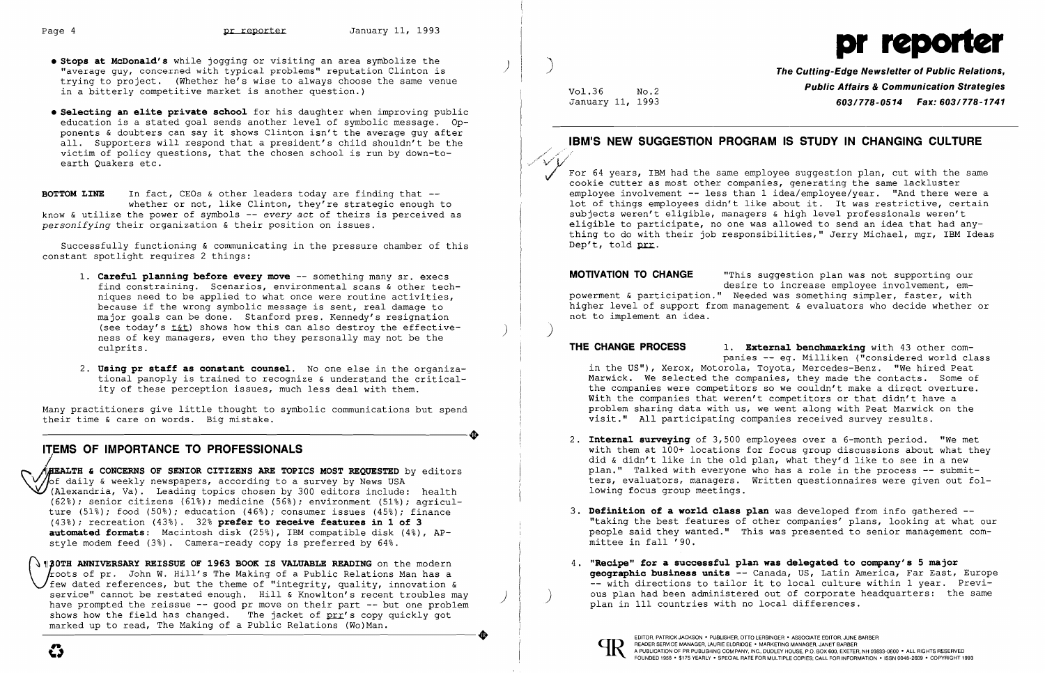- **Stops at McDonald's** while jogging or visiting an area symbolize the "average guy, concerned with typical problems" reputation Clinton is trying to project. (Whether he's wise to always choose the same venue in a bitterly competitive market is another question.)

- **Selecting an elite private school** for his daughter when improving public education is a stated goal sends another level of symbolic message. Opponents & doubters can say it shows Clinton isn't the average guy after all. Supporters will respond that a president's child shouldn't be the victim of policy questions, that the chosen school is run by down-to-earth Quakers etc.

**BOTTOM LINE** In fact, CEOs & other leaders today are finding that -- whether or not, like Clinton, they're strategic enough to know & utilize the power of symbols -- *every act* of theirs is perceived as *personifying* their organization & their position on issues.

Successfully functioning & communicating in the pressure chamber of this constant spotlight requires 2 things:

1. **Careful planning before every move** -- something many sr. execs find constraining. Scenarios, environmental scans & other techniques need to be applied to what once were routine activities, because if the wrong symbolic message is sent, real damage to major goals can be done. Stanford pres. Kennedy's resignation (see today's t&t) shows how this can also destroy the effectiveness of key managers, even tho they personally may not be the culprits.

2. **Using pr staff as constant counsel.** No one else in the organizational panoply is trained to recognize & understand the criticality of these perception issues, much less deal with them.

Many practitioners give little thought to symbolic communications but spend their time & care on words. Big mistake.

## ITEMS OF IMPORTANCE TO PROFESSIONALS

¶**HEALTH & CONCERNS OF SENIOR CITIZENS ARE TOPICS MOST REQUESTED** by editors of daily & weekly newspapers, according to a survey by News USA (Alexandria, Va). Leading topics chosen by 300 editors include: health (62%); senior citizens (61%); medicine (56%); environment (51%); agriculture (51%); food (50%); education (46%); consumer issues (45%); finance (43%); recreation (43%). 32% **prefer to receive features in 1 of 3 automated formats**: Macintosh disk (25%), IBM compatible disk (4%), AP-style modem feed (3%). Camera-ready copy is preferred by 64%.

¶**30TH ANNIVERSARY REISSUE OF 1963 BOOK IS VALUABLE READING** on the modern roots of pr. John W. Hill's The Making of a Public Relations Man has a few dated references, but the theme of "integrity, quality, innovation & service" cannot be restated enough. Hill & Knowlton's recent troubles may have prompted the reissue -- good pr move on their part -- but one problem shows how the field has changed. The jacket of prr's copy quickly got marked up to read, The Making of a Public Relations (Wo)Man.

# pr reporter

**The Cutting-Edge Newsletter of Public Relations, Public Affairs & Communication Strategies**
**603/778-0514 Fax: 603/778-1741**

Vol.36 No.2
January 11, 1993

## IBM'S NEW SUGGESTION PROGRAM IS STUDY IN CHANGING CULTURE

For 64 years, IBM had the same employee suggestion plan, cut with the same cookie cutter as most other companies, generating the same lackluster employee involvement -- less than 1 idea/employee/year. "And there were a lot of things employees didn't like about it. It was restrictive, certain subjects weren't eligible, managers & high level professionals weren't eligible to participate, no one was allowed to send an idea that had anything to do with their job responsibilities," Jerry Michael, mgr, IBM Ideas Dep't, told prr.

**MOTIVATION TO CHANGE** "This suggestion plan was not supporting our desire to increase employee involvement, empowerment & participation." Needed was something simpler, faster, with higher level of support from management & evaluators who decide whether or not to implement an idea.

**THE CHANGE PROCESS**

1. **External benchmarking** with 43 other companies -- eg. Milliken ("considered world class in the US"), Xerox, Motorola, Toyota, Mercedes-Benz. "We hired Peat Marwick. We selected the companies, they made the contacts. Some of the companies were competitors so we couldn't make a direct overture. With the companies that weren't competitors or that didn't have a problem sharing data with us, we went along with Peat Marwick on the visit." All participating companies received survey results.

2. **Internal surveying** of 3,500 employees over a 6-month period. "We met with them at 100+ locations for focus group discussions about what they did & didn't like in the old plan, what they'd like to see in a new plan." Talked with everyone who has a role in the process -- submitters, evaluators, managers. Written questionnaires were given out following focus group meetings.

3. **Definition of a world class plan** was developed from info gathered -- "taking the best features of other companies' plans, looking at what our people said they wanted." This was presented to senior management committee in fall '90.

4. **"Recipe" for a successful plan was delegated to company's 5 major geographic business units** -- Canada, US, Latin America, Far East, Europe -- with directions to tailor it to local culture within 1 year. Previous plan had been administered out of corporate headquarters: the same plan in 111 countries with no local differences.

EDITOR, PATRICK JACKSON • PUBLISHER, OTTO LERBINGER • ASSOCIATE EDITOR, JUNE BARBER
READER SERVICE MANAGER, LAURIE ELDRIDGE • MARKETING MANAGER, JANET BARBER
A PUBLICATION OF PR PUBLISHING COMPANY, INC., DUDLEY HOUSE, P.O. BOX 600, EXETER, NH 03833-0600 • ALL RIGHTS RESERVED
FOUNDED 1958 • $175 YEARLY • SPECIAL RATE FOR MULTIPLE COPIES; CALL FOR INFORMATION • ISSN 0048-2609 • COPYRIGHT 1993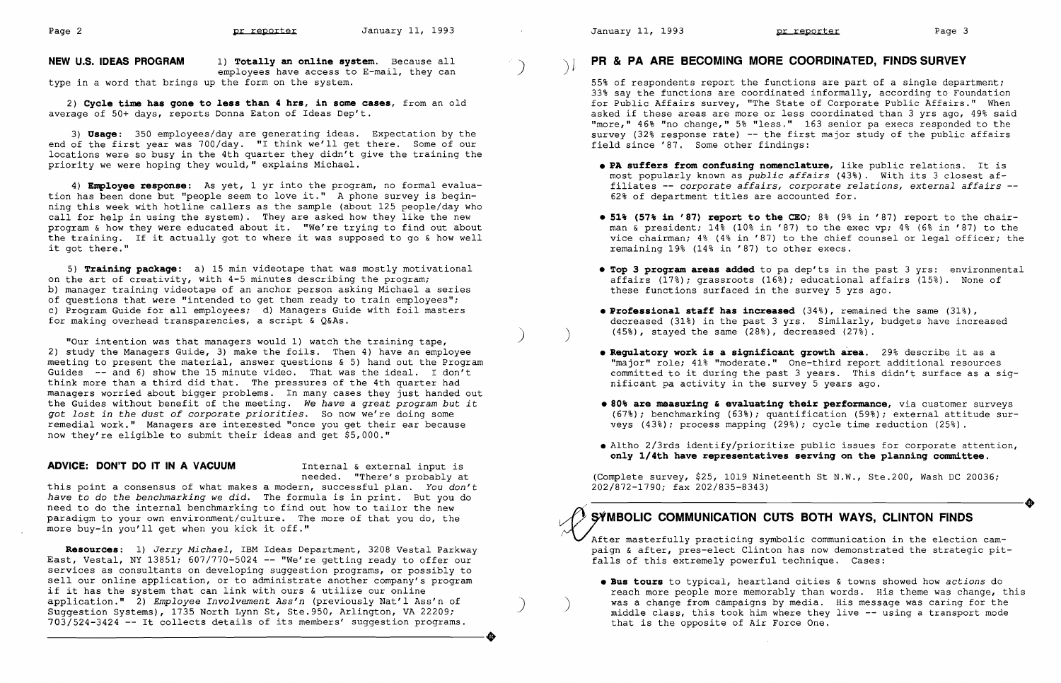## NEW U.S. IDEAS PROGRAM

1) **Totally an online system.** Because all employees have access to E-mail, they can type in a word that brings up the form on the system.

2) **Cycle time has gone to less than 4 hrs, in some cases,** from an old average of 50+ days, reports Donna Eaton of Ideas Dep't.

3) **Usage:** 350 employees/day are generating ideas. Expectation by the end of the first year was 700/day. "I think we'll get there. Some of our locations were so busy in the 4th quarter they didn't give the training the priority we were hoping they would," explains Michael.

4) **Employee response:** As yet, 1 yr into the program, no formal evaluation has been done but "people seem to love it." A phone survey is beginning this week with hotline callers as the sample (about 125 people/day who call for help in using the system). They are asked how they like the new program & how they were educated about it. "We're trying to find out about the training. If it actually got to where it was supposed to go & how well it got there."

5) **Training package:** a) 15 min videotape that was mostly motivational on the art of creativity, with 4-5 minutes describing the program; b) manager training videotape of an anchor person asking Michael a series of questions that were "intended to get them ready to train employees"; c) Program Guide for all employees; d) Managers Guide with foil masters for making overhead transparencies, a script & Q&As.

"Our intention was that managers would 1) watch the training tape, 2) study the Managers Guide, 3) make the foils. Then 4) have an employee meeting to present the material, answer questions & 5) hand out the Program Guides -- and 6) show the 15 minute video. That was the ideal. I don't think more than a third did that. The pressures of the 4th quarter had managers worried about bigger problems. In many cases they just handed out the Guides without benefit of the meeting. *We have a great program but it got lost in the dust of corporate priorities.* So now we're doing some remedial work." Managers are interested "once you get their ear because now they're eligible to submit their ideas and get $5,000."

## ADVICE: DON'T DO IT IN A VACUUM

Internal & external input is needed. "There's probably at this point a consensus of what makes a modern, successful plan. *You don't have to do the benchmarking we did.* The formula is in print. But you do need to do the internal benchmarking to find out how to tailor the new paradigm to your own environment/culture. The more of that you do, the more buy-in you'll get when you kick it off."

**Resources:** 1) *Jerry Michael*, IBM Ideas Department, 3208 Vestal Parkway East, Vestal, NY 13851; 607/770-5024 -- "We're getting ready to offer our services as consultants on developing suggestion programs, or possibly to sell our online application, or to administrate another company's program if it has the system that can link with ours & utilize our online application." 2) *Employee Involvement Ass'n* (previously Nat'l Ass'n of Suggestion Systems), 1735 North Lynn St, Ste.950, Arlington, VA 22209; 703/524-3424 -- It collects details of its members' suggestion programs.

## PR & PA ARE BECOMING MORE COORDINATED, FINDS SURVEY

55% of respondents report the functions are part of a single department; 33% say the functions are coordinated informally, according to Foundation for Public Affairs survey, "The State of Corporate Public Affairs." When asked if these areas are more or less coordinated than 3 yrs ago, 49% said "more," 46% "no change," 5% "less." 163 senior pa execs responded to the survey (32% response rate) -- the first major study of the public affairs field since '87. Some other findings:

- **PA suffers from confusing nomenclature,** like public relations. It is most popularly known as *public affairs* (43%). With its 3 closest affiliates -- *corporate affairs, corporate relations, external affairs* -- 62% of department titles are accounted for.
- **51% (57% in '87) report to the CEO;** 8% (9% in '87) report to the chairman & president; 14% (10% in '87) to the exec vp; 4% (6% in '87) to the vice chairman; 4% (4% in '87) to the chief counsel or legal officer; the remaining 19% (14% in '87) to other execs.
- **Top 3 program areas added** to pa dep'ts in the past 3 yrs: environmental affairs (17%); grassroots (16%); educational affairs (15%). None of these functions surfaced in the survey 5 yrs ago.
- **Professional staff has increased** (34%), remained the same (31%), decreased (31%) in the past 3 yrs. Similarly, budgets have increased (45%), stayed the same (28%), decreased (27%).
- **Regulatory work is a significant growth area.** 29% describe it as a "major" role; 41% "moderate." One-third report additional resources committed to it during the past 3 years. This didn't surface as a significant pa activity in the survey 5 years ago.
- **80% are measuring & evaluating their performance,** via customer surveys (67%); benchmarking (63%); quantification (59%); external attitude surveys (43%); process mapping (29%); cycle time reduction (25%).
- Altho 2/3rds identify/prioritize public issues for corporate attention, **only 1/4th have representatives serving on the planning committee.**

(Complete survey, $25, 1019 Nineteenth St N.W., Ste.200, Wash DC 20036; 202/872-1790; fax 202/835-8343)

## SYMBOLIC COMMUNICATION CUTS BOTH WAYS, CLINTON FINDS

After masterfully practicing symbolic communication in the election campaign & after, pres-elect Clinton has now demonstrated the strategic pitfalls of this extremely powerful technique. Cases:

- **Bus tours** to typical, heartland cities & towns showed how *actions* do reach more people more memorably than words. His theme was change, this was a change from campaigns by media. His message was caring for the middle class, this took him where they live -- using a transport mode that is the opposite of Air Force One.